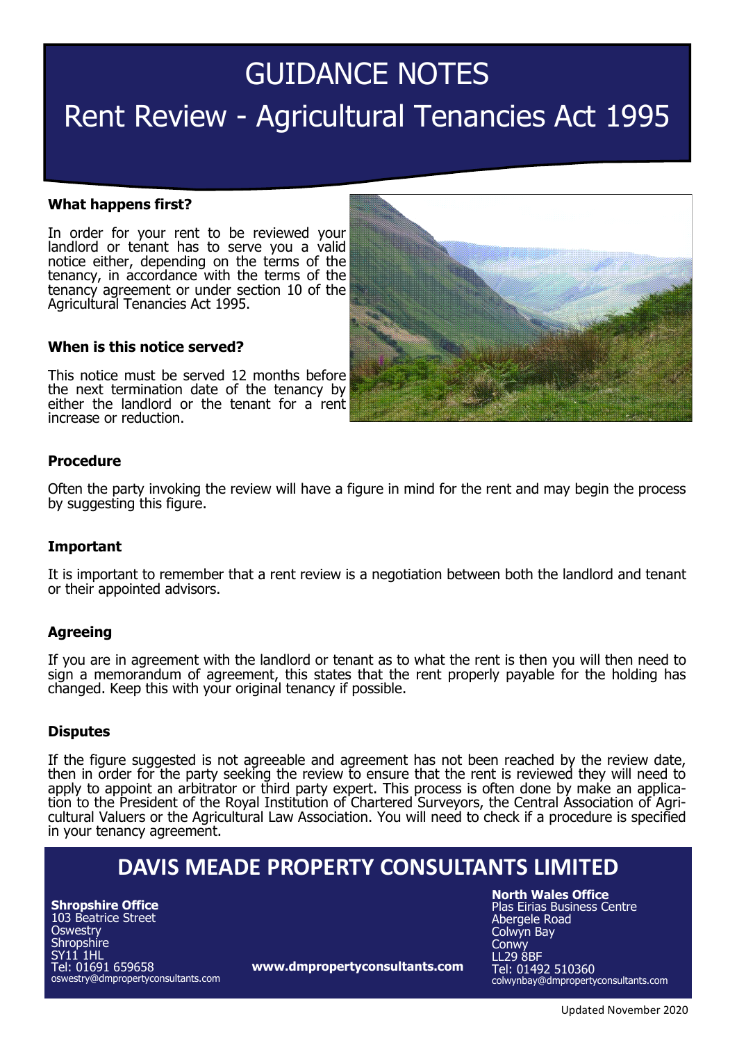# GUIDANCE NOTES

## Rent Review - Agricultural Tenancies Act 1995

### What happens first?

In order for your rent to be reviewed your landlord or tenant has to serve you a valid notice either, depending on the terms of the tenancy, in accordance with the terms of the tenancy agreement or under section 10 of the Agricultural Tenancies Act 1995.

### When is this notice served?

This notice must be served 12 months before the next termination date of the tenancy by either the landlord or the tenant for a rent increase or reduction.

### Procedure

Often the party invoking the review will have a figure in mind for the rent and may begin the process by suggesting this figure.

### Important

It is important to remember that a rent review is a negotiation between both the landlord and tenant or their appointed advisors.

### Agreeing

If you are in agreement with the landlord or tenant as to what the rent is then you will then need to sign a memorandum of agreement, this states that the rent properly payable for the holding has changed. Keep this with your original tenancy if possible.

### Disputes

If the figure suggested is not agreeable and agreement has not been reached by the review date, then in order for the party seeking the review to ensure that the rent is reviewed they will need to apply to appoint an arbitrator or third party expert. This process is often done by make an application to the President of the Royal Institution of Chartered Surveyors, the Central Association of Agricultural Valuers or the Agricultural Law Association. You will need to check if a procedure is specified in your tenancy agreement.

## DAVIS MEADE PROPERTY CONSULTANTS LIMITED

**Shropshire Office**
103 Beatrice Street
Oswestry
Shropshire
SY11 1HL
Tel: 01691 659658
oswestry@dmpropertyconsultants.com

**www.dmpropertyconsultants.com**

**North Wales Office**
Plas Eirias Business Centre
Abergele Road
Colwyn Bay
Conwy
LL29 8BF
Tel: 01492 510360
colwynbay@dmpropertyconsultants.com

Updated November 2020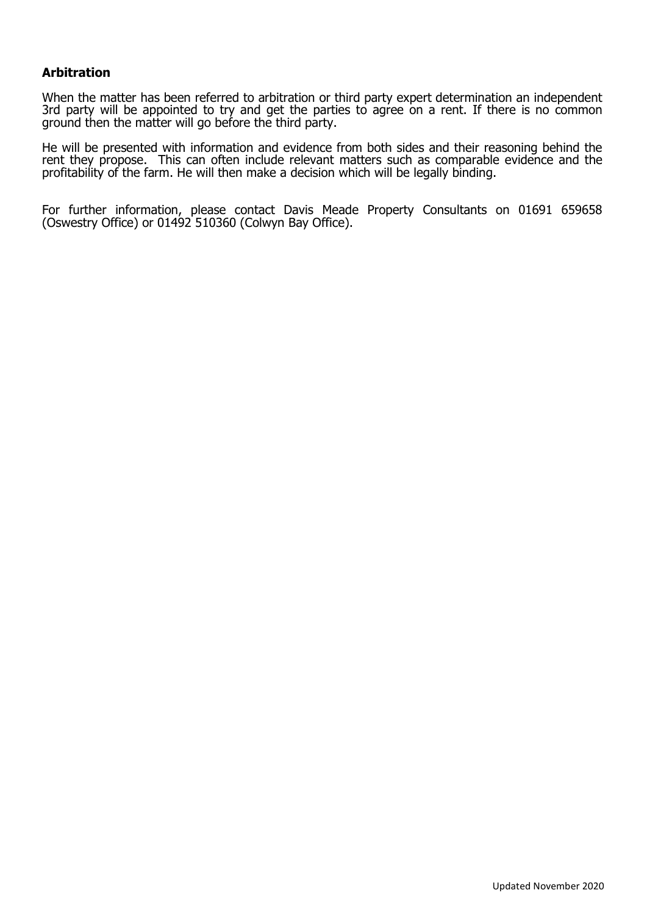**Arbitration**

When the matter has been referred to arbitration or third party expert determination an independent 3rd party will be appointed to try and get the parties to agree on a rent. If there is no common ground then the matter will go before the third party.

He will be presented with information and evidence from both sides and their reasoning behind the rent they propose. This can often include relevant matters such as comparable evidence and the profitability of the farm. He will then make a decision which will be legally binding.

For further information, please contact Davis Meade Property Consultants on 01691 659658 (Oswestry Office) or 01492 510360 (Colwyn Bay Office).

Updated November 2020